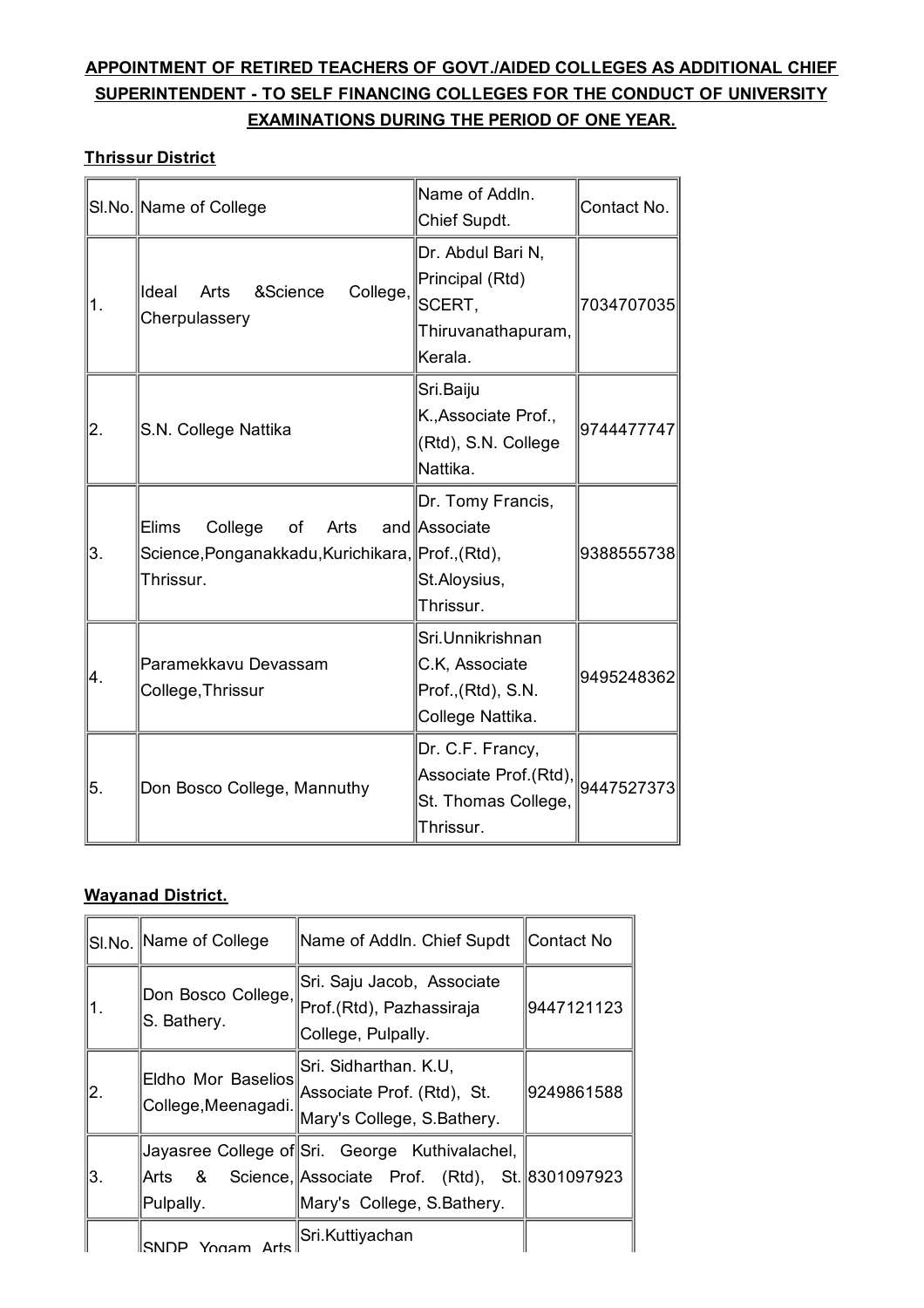**APPOINTMENT OF RETIRED TEACHERS OF GOVT./AIDED COLLEGES AS ADDITIONAL CHIEF SUPERINTENDENT - TO SELF FINANCING COLLEGES FOR THE CONDUCT OF UNIVERSITY EXAMINATIONS DURING THE PERIOD OF ONE YEAR.**

**Thrissur District**

| Sl.No. | Name of College | Name of Addln. Chief Supdt. | Contact No. |
|---|---|---|---|
| 1. | Ideal Arts &Science College, Cherpulassery | Dr. Abdul Bari N, Principal (Rtd) SCERT, Thiruvanathapuram, Kerala. | 7034707035 |
| 2. | S.N. College Nattika | Sri.Baiju K.,Associate Prof., (Rtd), S.N. College Nattika. | 9744477747 |
| 3. | Elims College of Arts and Science,Ponganakkadu,Kurichikara, Thrissur. | Dr. Tomy Francis, Associate Prof.,(Rtd), St.Aloysius, Thrissur. | 9388555738 |
| 4. | Paramekkavu Devassam College,Thrissur | Sri.Unnikrishnan C.K, Associate Prof.,(Rtd), S.N. College Nattika. | 9495248362 |
| 5. | Don Bosco College, Mannuthy | Dr. C.F. Francy, Associate Prof.(Rtd), St. Thomas College, Thrissur. | 9447527373 |

**Wayanad District.**

| Sl.No. | Name of College | Name of Addln. Chief Supdt | Contact No |
|---|---|---|---|
| 1. | Don Bosco College, S. Bathery. | Sri. Saju Jacob, Associate Prof.(Rtd), Pazhassiraja College, Pulpally. | 9447121123 |
| 2. | Eldho Mor Baselios College,Meenagadi. | Sri. Sidharthan. K.U, Associate Prof. (Rtd), St. Mary's College, S.Bathery. | 9249861588 |
| 3. | Jayasree College of Arts & Science, Pulpally. | Sri. George Kuthivalachel, Associate Prof. (Rtd), St. Mary's College, S.Bathery. | 8301097923 |
| | SNDP Yogam Arts | Sri.Kuttiyachan | |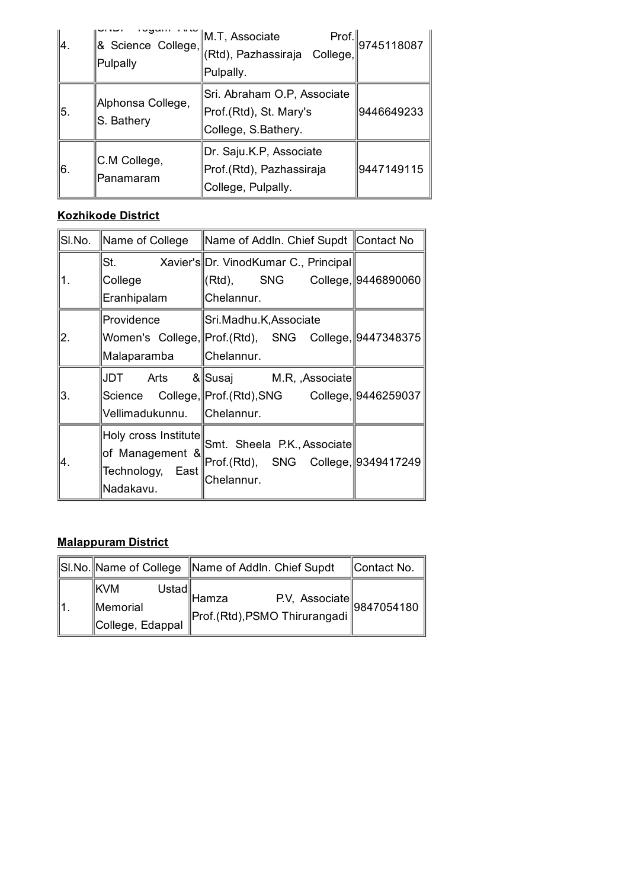| | | | |
|---|---|---|---|
| 4. | SNDP Yogam Arts & Science College, Pulpally | M.T, Associate Prof.(Rtd), Pazhassiraja College, Pulpally. | 9745118087 |
| 5. | Alphonsa College, S. Bathery | Sri. Abraham O.P, Associate Prof.(Rtd), St. Mary's College, S.Bathery. | 9446649233 |
| 6. | C.M College, Panamaram | Dr. Saju.K.P, Associate Prof.(Rtd), Pazhassiraja College, Pulpally. | 9447149115 |

**Kozhikode District**

| Sl.No. | Name of College | Name of Addln. Chief Supdt | Contact No |
|---|---|---|---|
| 1. | St. Xavier's College Eranhipalam | Dr. VinodKumar C., Principal (Rtd), SNG College, Chelannur. | 9446890060 |
| 2. | Providence Women's College, Malaparamba | Sri.Madhu.K,Associate Prof.(Rtd), SNG College, Chelannur. | 9447348375 |
| 3. | JDT Arts & Science College, Vellimadukunnu. | Susaj M.R, ,Associate Prof.(Rtd),SNG College, Chelannur. | 9446259037 |
| 4. | Holy cross Institute of Management & Technology, East Nadakavu. | Smt. Sheela P.K., Associate Prof.(Rtd), SNG College, Chelannur. | 9349417249 |

**Malappuram District**

| Sl.No. | Name of College | Name of Addln. Chief Supdt | Contact No. |
|---|---|---|---|
| 1. | KVM Ustad Memorial College, Edappal | Hamza P.V, Associate Prof.(Rtd),PSMO Thirurangadi | 9847054180 |